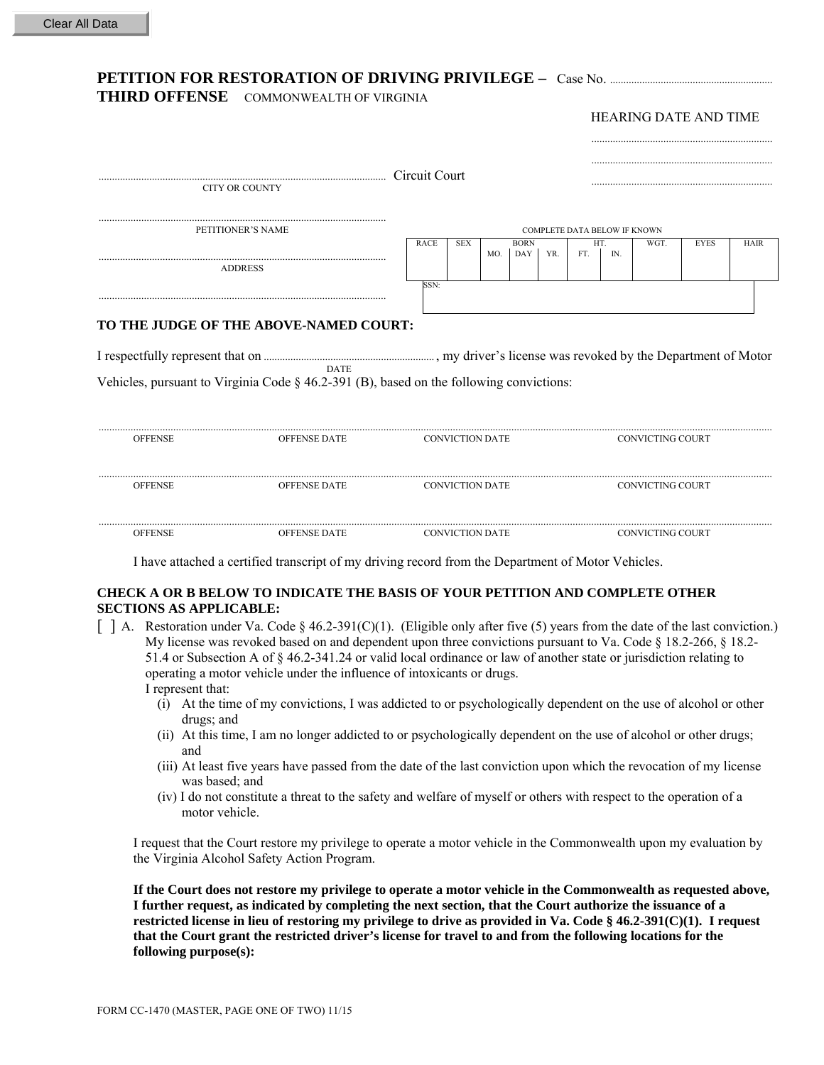Clear All Data

# PETITION FOR RESTORATION OF DRIVING PRIVILEGE – THIRD OFFENSE

Case No. ..............................................................

COMMONWEALTH OF VIRGINIA

HEARING DATE AND TIME

..................................................................

..................................................................

..................................................................

.......................................................................................................... Circuit Court
CITY OR COUNTY

..........................................................................................................
PETITIONER'S NAME

..........................................................................................................
ADDRESS

..........................................................................................................

COMPLETE DATA BELOW IF KNOWN

| RACE | SEX | BORN MO. | BORN DAY | BORN YR. | HT. FT. | HT. IN. | WGT. | EYES | HAIR |
|---|---|---|---|---|---|---|---|---|---|
| | | | | | | | | | |

SSN:

**TO THE JUDGE OF THE ABOVE-NAMED COURT:**

I respectfully represent that on ................................................................ (DATE), my driver's license was revoked by the Department of Motor Vehicles, pursuant to Virginia Code § 46.2-391 (B), based on the following convictions:

| OFFENSE | OFFENSE DATE | CONVICTION DATE | CONVICTING COURT |
|---|---|---|---|
| | | | |
| | | | |
| | | | |

I have attached a certified transcript of my driving record from the Department of Motor Vehicles.

**CHECK A OR B BELOW TO INDICATE THE BASIS OF YOUR PETITION AND COMPLETE OTHER SECTIONS AS APPLICABLE:**

[ ] A. Restoration under Va. Code § 46.2-391(C)(1). (Eligible only after five (5) years from the date of the last conviction.) My license was revoked based on and dependent upon three convictions pursuant to Va. Code § 18.2-266, § 18.2-51.4 or Subsection A of § 46.2-341.24 or valid local ordinance or law of another state or jurisdiction relating to operating a motor vehicle under the influence of intoxicants or drugs.

I represent that:

(i) At the time of my convictions, I was addicted to or psychologically dependent on the use of alcohol or other drugs; and

(ii) At this time, I am no longer addicted to or psychologically dependent on the use of alcohol or other drugs; and

(iii) At least five years have passed from the date of the last conviction upon which the revocation of my license was based; and

(iv) I do not constitute a threat to the safety and welfare of myself or others with respect to the operation of a motor vehicle.

I request that the Court restore my privilege to operate a motor vehicle in the Commonwealth upon my evaluation by the Virginia Alcohol Safety Action Program.

**If the Court does not restore my privilege to operate a motor vehicle in the Commonwealth as requested above, I further request, as indicated by completing the next section, that the Court authorize the issuance of a restricted license in lieu of restoring my privilege to drive as provided in Va. Code § 46.2-391(C)(1). I request that the Court grant the restricted driver's license for travel to and from the following locations for the following purpose(s):**

FORM CC-1470 (MASTER, PAGE ONE OF TWO) 11/15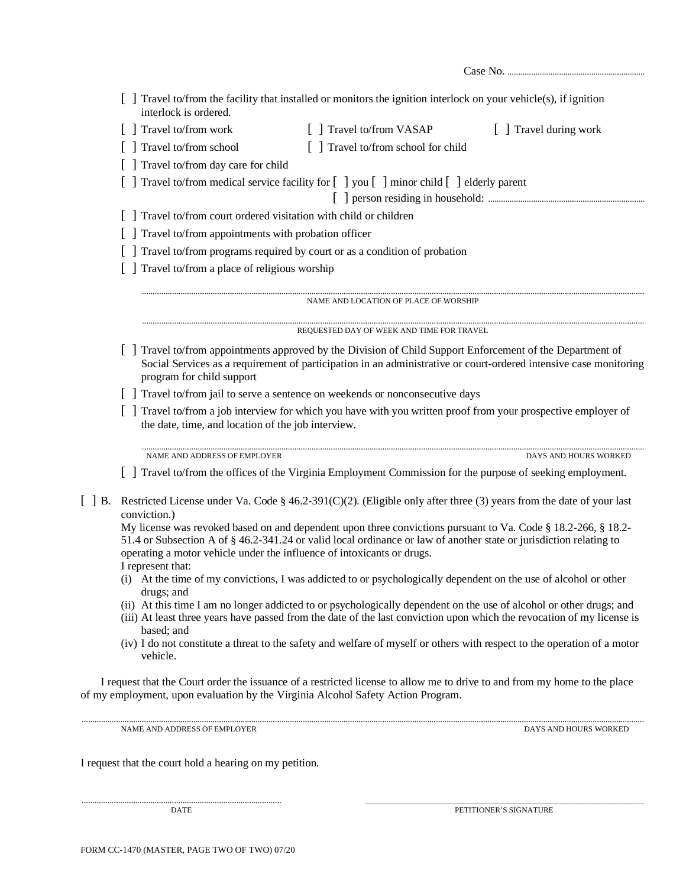Case No. ..............................................................

[ ] Travel to/from the facility that installed or monitors the ignition interlock on your vehicle(s), if ignition interlock is ordered.

[ ] Travel to/from work  [ ] Travel to/from VASAP  [ ] Travel during work

[ ] Travel to/from school  [ ] Travel to/from school for child

[ ] Travel to/from day care for child

[ ] Travel to/from medical service facility for [ ] you [ ] minor child [ ] elderly parent
[ ] person residing in household: ..............................................................

[ ] Travel to/from court ordered visitation with child or children

[ ] Travel to/from appointments with probation officer

[ ] Travel to/from programs required by court or as a condition of probation

[ ] Travel to/from a place of religious worship

..............................................................................................................................
NAME AND LOCATION OF PLACE OF WORSHIP

..............................................................................................................................
REQUESTED DAY OF WEEK AND TIME FOR TRAVEL

[ ] Travel to/from appointments approved by the Division of Child Support Enforcement of the Department of Social Services as a requirement of participation in an administrative or court-ordered intensive case monitoring program for child support

[ ] Travel to/from jail to serve a sentence on weekends or nonconsecutive days

[ ] Travel to/from a job interview for which you have with you written proof from your prospective employer of the date, time, and location of the job interview.

..............................................................................................................................
NAME AND ADDRESS OF EMPLOYER  DAYS AND HOURS WORKED

[ ] Travel to/from the offices of the Virginia Employment Commission for the purpose of seeking employment.

[ ] B. Restricted License under Va. Code § 46.2-391(C)(2). (Eligible only after three (3) years from the date of your last conviction.)
My license was revoked based on and dependent upon three convictions pursuant to Va. Code § 18.2-266, § 18.2-51.4 or Subsection A of § 46.2-341.24 or valid local ordinance or law of another state or jurisdiction relating to operating a motor vehicle under the influence of intoxicants or drugs.
I represent that:

(i) At the time of my convictions, I was addicted to or psychologically dependent on the use of alcohol or other drugs; and

(ii) At this time I am no longer addicted to or psychologically dependent on the use of alcohol or other drugs; and

(iii) At least three years have passed from the date of the last conviction upon which the revocation of my license is based; and

(iv) I do not constitute a threat to the safety and welfare of myself or others with respect to the operation of a motor vehicle.

I request that the Court order the issuance of a restricted license to allow me to drive to and from my home to the place of my employment, upon evaluation by the Virginia Alcohol Safety Action Program.

..............................................................................................................................
NAME AND ADDRESS OF EMPLOYER  DAYS AND HOURS WORKED

I request that the court hold a hearing on my petition.

..............................................................  ______________________________________________
DATE  PETITIONER'S SIGNATURE

FORM CC-1470 (MASTER, PAGE TWO OF TWO) 07/20